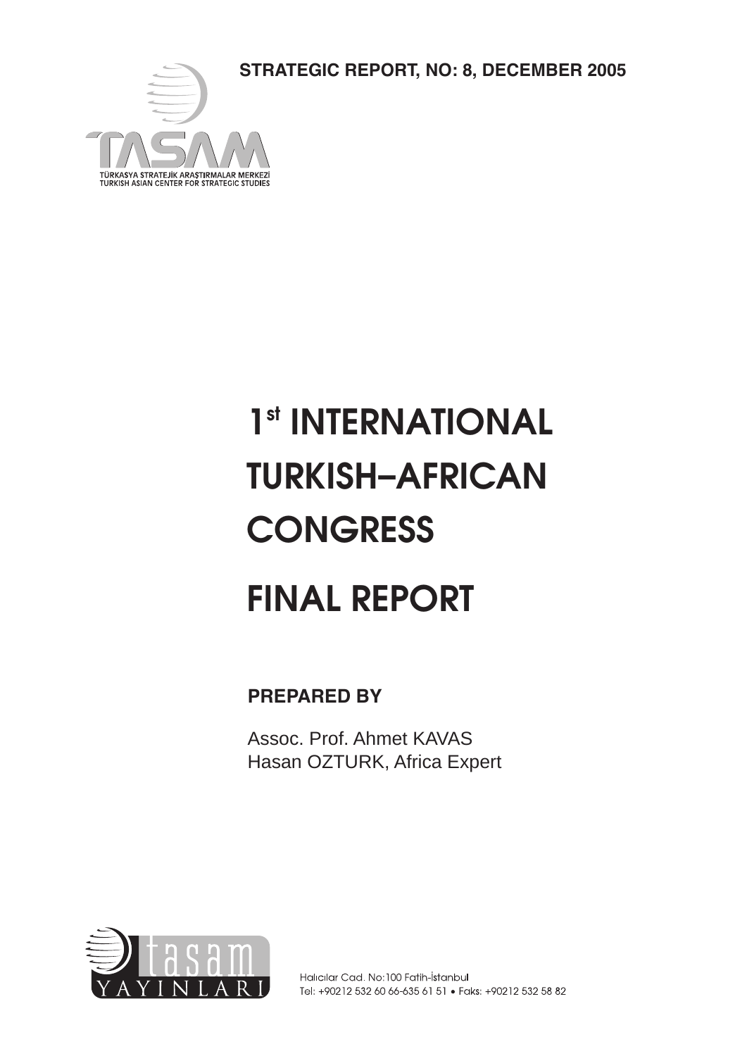**STRATEGIC REPORT, NO: 8, DECEMBER 2005**

TASAM

TÜRKASYA STRATEJİK ARAŞTIRMALAR MERKEZİ
TURKISH ASIAN CENTER FOR STRATEGIC STUDIES

# 1st INTERNATIONAL TURKISH–AFRICAN CONGRESS

# FINAL REPORT

**PREPARED BY**

Assoc. Prof. Ahmet KAVAS
Hasan OZTURK, Africa Expert

tasam YAYINLARI

Halıcılar Cad. No:100 Fatih-İstanbul
Tel: +90212 532 60 66-635 61 51 • Faks: +90212 532 58 82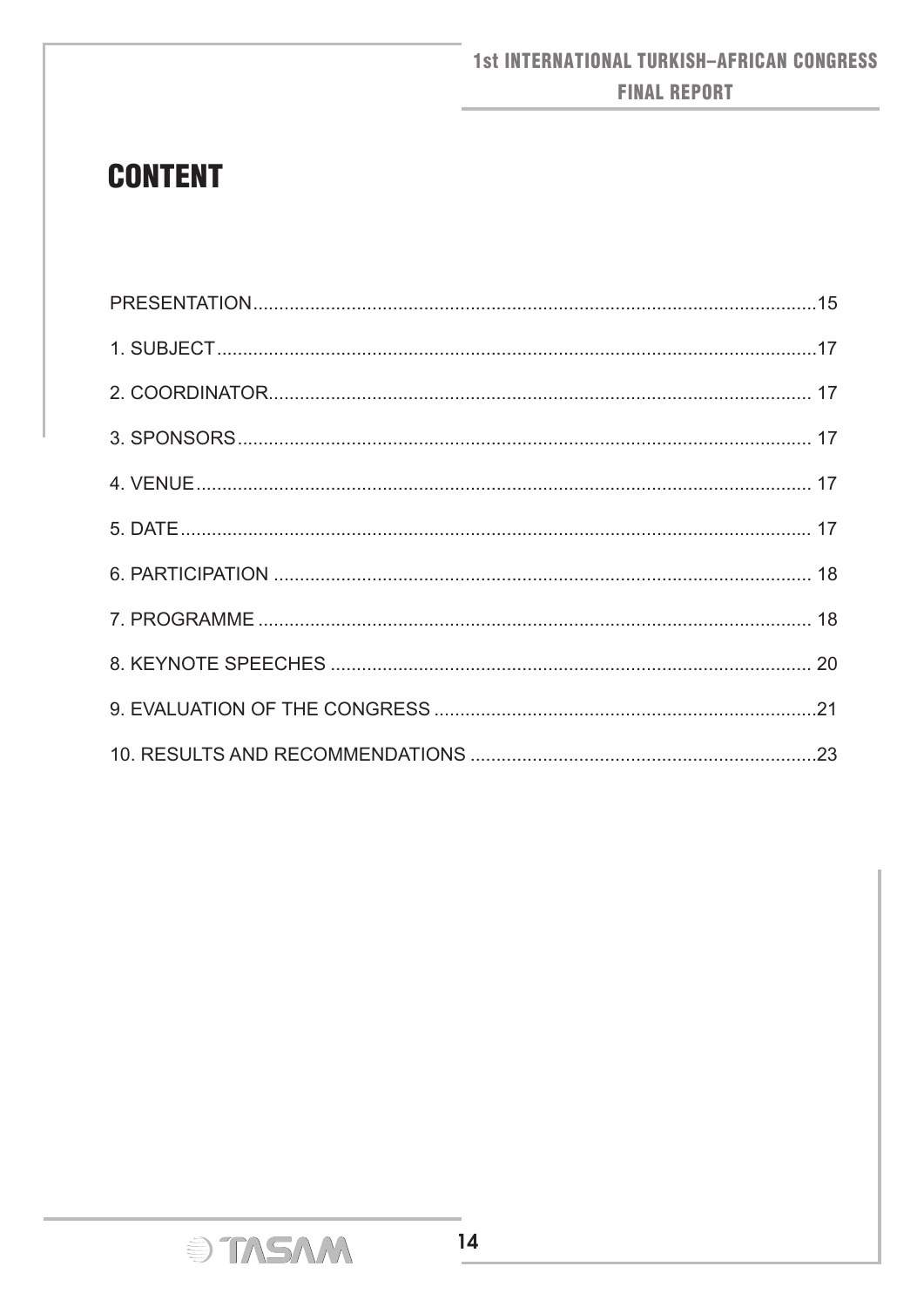# CONTENT

PRESENTATION....................................................................................................15

1. SUBJECT.........................................................................................................17

2. COORDINATOR............................................................................................... 17

3. SPONSORS...................................................................................................... 17

4. VENUE............................................................................................................. 17

5. DATE............................................................................................................... 17

6. PARTICIPATION .............................................................................................. 18

7. PROGRAMME .................................................................................................. 18

8. KEYNOTE SPEECHES .................................................................................... 20

9. EVALUATION OF THE CONGRESS .................................................................21

10. RESULTS AND RECOMMENDATIONS ..........................................................23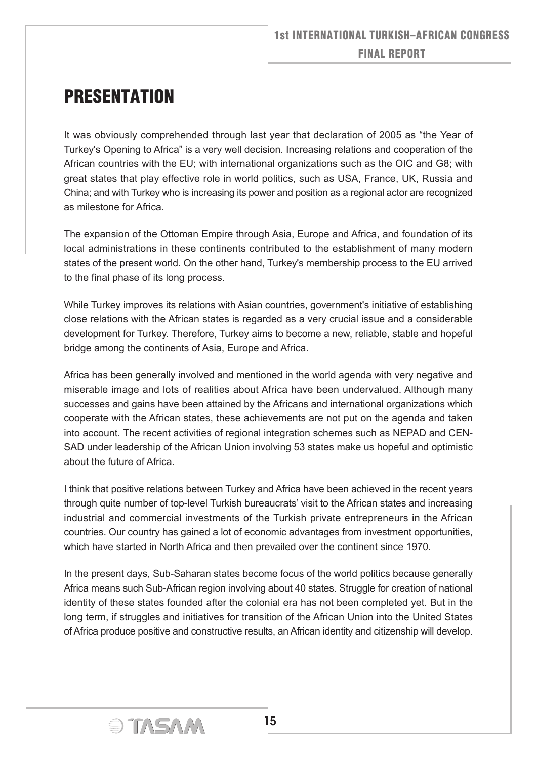# PRESENTATION

It was obviously comprehended through last year that declaration of 2005 as "the Year of Turkey's Opening to Africa" is a very well decision. Increasing relations and cooperation of the African countries with the EU; with international organizations such as the OIC and G8; with great states that play effective role in world politics, such as USA, France, UK, Russia and China; and with Turkey who is increasing its power and position as a regional actor are recognized as milestone for Africa.

The expansion of the Ottoman Empire through Asia, Europe and Africa, and foundation of its local administrations in these continents contributed to the establishment of many modern states of the present world. On the other hand, Turkey's membership process to the EU arrived to the final phase of its long process.

While Turkey improves its relations with Asian countries, government's initiative of establishing close relations with the African states is regarded as a very crucial issue and a considerable development for Turkey. Therefore, Turkey aims to become a new, reliable, stable and hopeful bridge among the continents of Asia, Europe and Africa.

Africa has been generally involved and mentioned in the world agenda with very negative and miserable image and lots of realities about Africa have been undervalued. Although many successes and gains have been attained by the Africans and international organizations which cooperate with the African states, these achievements are not put on the agenda and taken into account. The recent activities of regional integration schemes such as NEPAD and CEN-SAD under leadership of the African Union involving 53 states make us hopeful and optimistic about the future of Africa.

I think that positive relations between Turkey and Africa have been achieved in the recent years through quite number of top-level Turkish bureaucrats' visit to the African states and increasing industrial and commercial investments of the Turkish private entrepreneurs in the African countries. Our country has gained a lot of economic advantages from investment opportunities, which have started in North Africa and then prevailed over the continent since 1970.

In the present days, Sub-Saharan states become focus of the world politics because generally Africa means such Sub-African region involving about 40 states. Struggle for creation of national identity of these states founded after the colonial era has not been completed yet. But in the long term, if struggles and initiatives for transition of the African Union into the United States of Africa produce positive and constructive results, an African identity and citizenship will develop.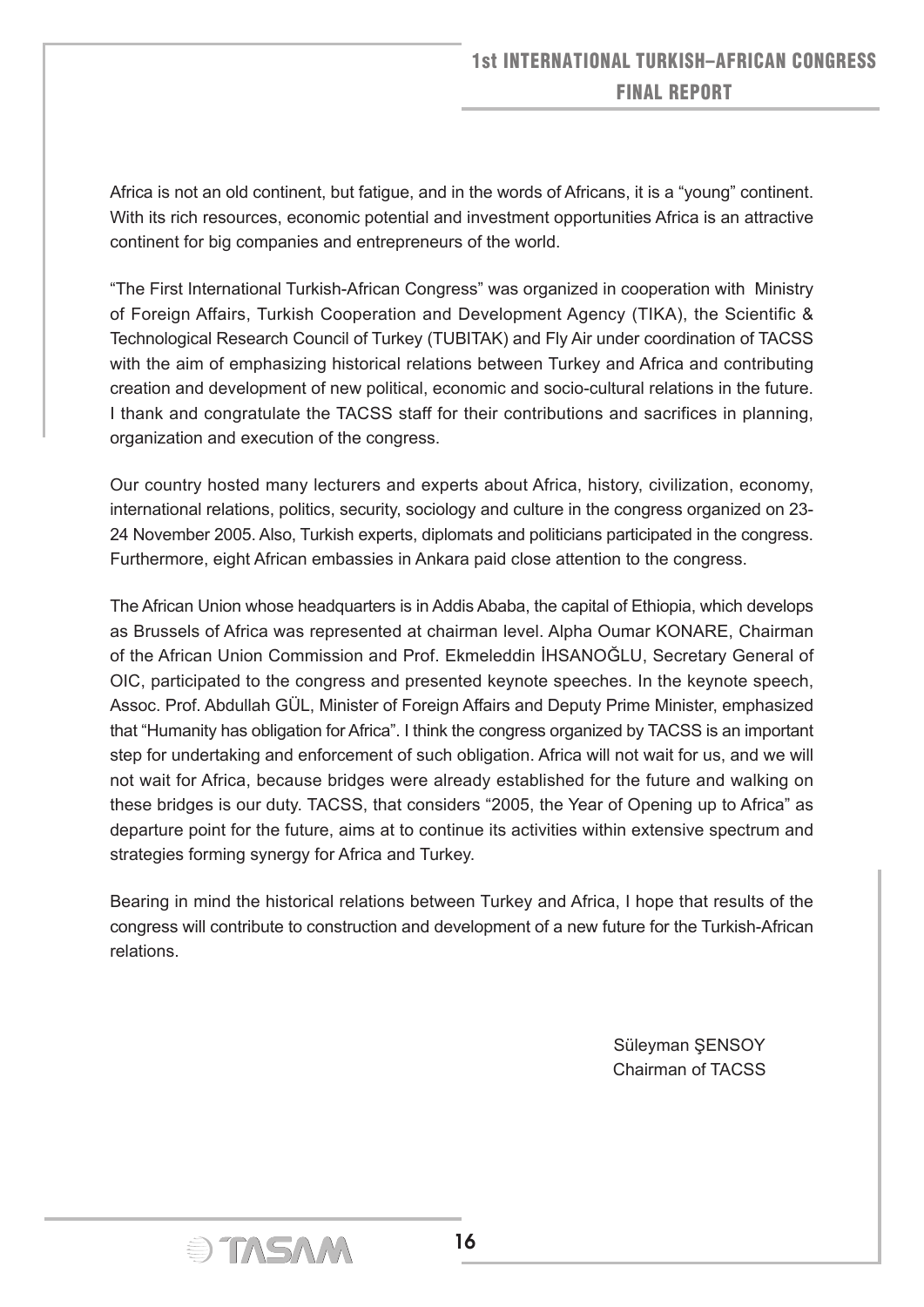Africa is not an old continent, but fatigue, and in the words of Africans, it is a "young" continent. With its rich resources, economic potential and investment opportunities Africa is an attractive continent for big companies and entrepreneurs of the world.

"The First International Turkish-African Congress" was organized in cooperation with Ministry of Foreign Affairs, Turkish Cooperation and Development Agency (TIKA), the Scientific & Technological Research Council of Turkey (TUBITAK) and Fly Air under coordination of TACSS with the aim of emphasizing historical relations between Turkey and Africa and contributing creation and development of new political, economic and socio-cultural relations in the future. I thank and congratulate the TACSS staff for their contributions and sacrifices in planning, organization and execution of the congress.

Our country hosted many lecturers and experts about Africa, history, civilization, economy, international relations, politics, security, sociology and culture in the congress organized on 23-24 November 2005. Also, Turkish experts, diplomats and politicians participated in the congress. Furthermore, eight African embassies in Ankara paid close attention to the congress.

The African Union whose headquarters is in Addis Ababa, the capital of Ethiopia, which develops as Brussels of Africa was represented at chairman level. Alpha Oumar KONARE, Chairman of the African Union Commission and Prof. Ekmeleddin İHSANOĞLU, Secretary General of OIC, participated to the congress and presented keynote speeches. In the keynote speech, Assoc. Prof. Abdullah GÜL, Minister of Foreign Affairs and Deputy Prime Minister, emphasized that "Humanity has obligation for Africa". I think the congress organized by TACSS is an important step for undertaking and enforcement of such obligation. Africa will not wait for us, and we will not wait for Africa, because bridges were already established for the future and walking on these bridges is our duty. TACSS, that considers "2005, the Year of Opening up to Africa" as departure point for the future, aims at to continue its activities within extensive spectrum and strategies forming synergy for Africa and Turkey.

Bearing in mind the historical relations between Turkey and Africa, I hope that results of the congress will contribute to construction and development of a new future for the Turkish-African relations.

Süleyman ŞENSOY
Chairman of TACSS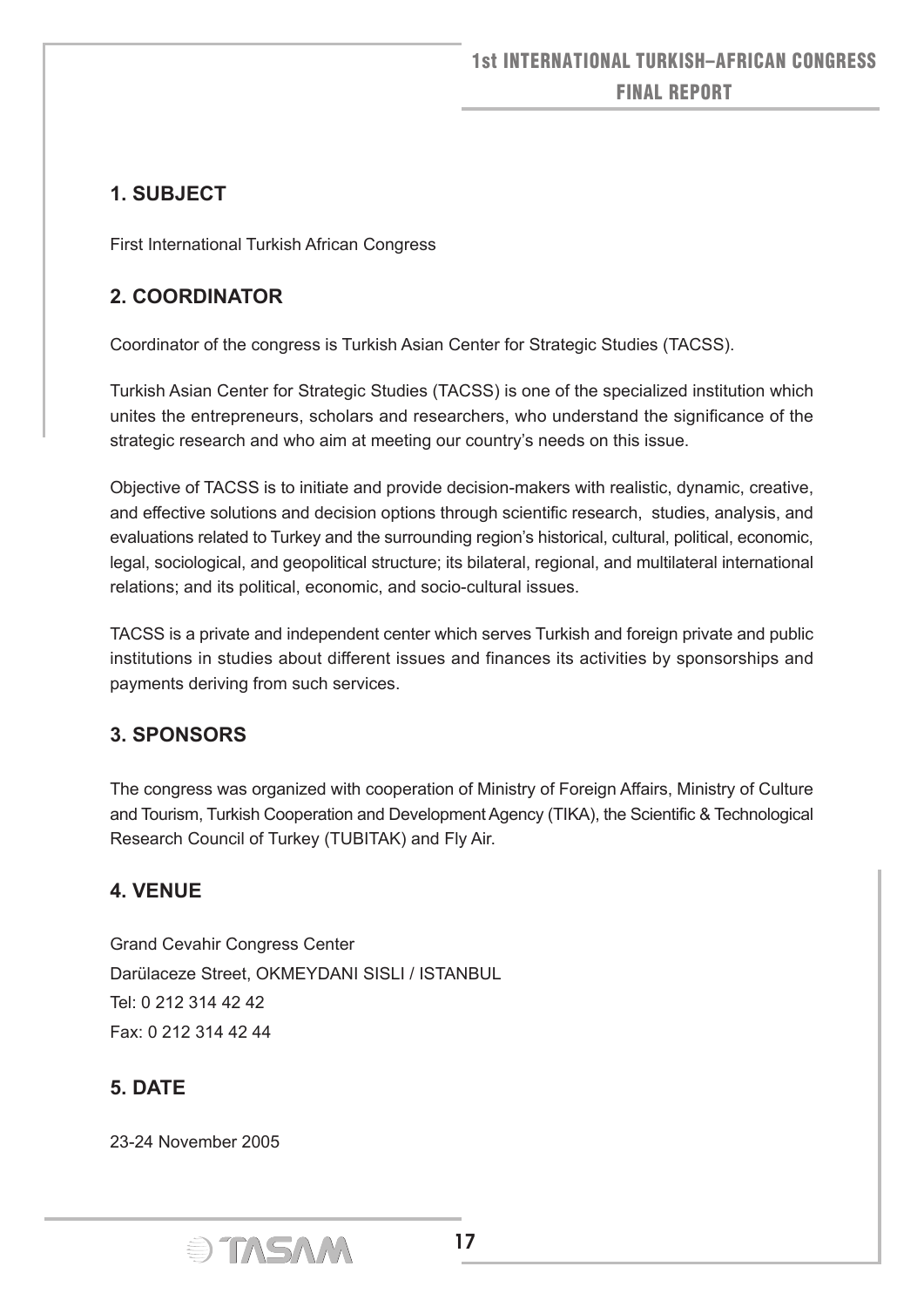## 1. SUBJECT

First International Turkish African Congress

## 2. COORDINATOR

Coordinator of the congress is Turkish Asian Center for Strategic Studies (TACSS).

Turkish Asian Center for Strategic Studies (TACSS) is one of the specialized institution which unites the entrepreneurs, scholars and researchers, who understand the significance of the strategic research and who aim at meeting our country's needs on this issue.

Objective of TACSS is to initiate and provide decision-makers with realistic, dynamic, creative, and effective solutions and decision options through scientific research, studies, analysis, and evaluations related to Turkey and the surrounding region's historical, cultural, political, economic, legal, sociological, and geopolitical structure; its bilateral, regional, and multilateral international relations; and its political, economic, and socio-cultural issues.

TACSS is a private and independent center which serves Turkish and foreign private and public institutions in studies about different issues and finances its activities by sponsorships and payments deriving from such services.

## 3. SPONSORS

The congress was organized with cooperation of Ministry of Foreign Affairs, Ministry of Culture and Tourism, Turkish Cooperation and Development Agency (TIKA), the Scientific & Technological Research Council of Turkey (TUBITAK) and Fly Air.

## 4. VENUE

Grand Cevahir Congress Center
Darülaceze Street, OKMEYDANI SISLI / ISTANBUL
Tel: 0 212 314 42 42
Fax: 0 212 314 42 44

## 5. DATE

23-24 November 2005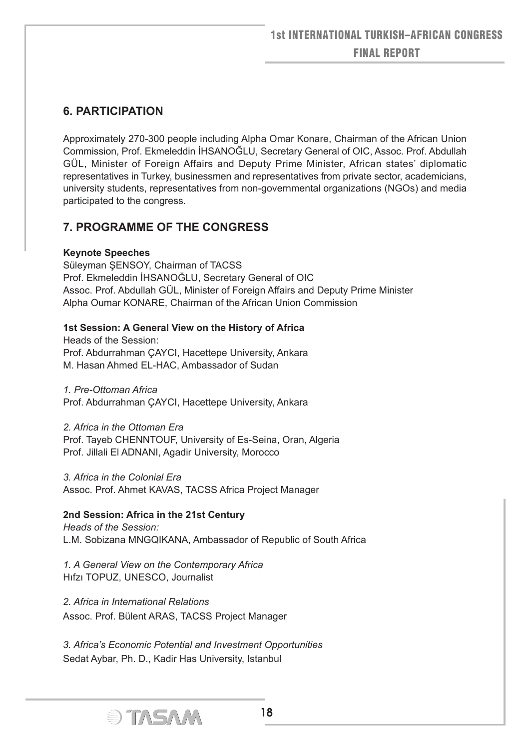## 6. PARTICIPATION

Approximately 270-300 people including Alpha Omar Konare, Chairman of the African Union Commission, Prof. Ekmeleddin İHSANOĞLU, Secretary General of OIC, Assoc. Prof. Abdullah GÜL, Minister of Foreign Affairs and Deputy Prime Minister, African states' diplomatic representatives in Turkey, businessmen and representatives from private sector, academicians, university students, representatives from non-governmental organizations (NGOs) and media participated to the congress.

## 7. PROGRAMME OF THE CONGRESS

**Keynote Speeches**
Süleyman ŞENSOY, Chairman of TACSS
Prof. Ekmeleddin İHSANOĞLU, Secretary General of OIC
Assoc. Prof. Abdullah GÜL, Minister of Foreign Affairs and Deputy Prime Minister
Alpha Oumar KONARE, Chairman of the African Union Commission

**1st Session: A General View on the History of Africa**
Heads of the Session:
Prof. Abdurrahman ÇAYCI, Hacettepe University, Ankara
M. Hasan Ahmed EL-HAC, Ambassador of Sudan

*1. Pre-Ottoman Africa*
Prof. Abdurrahman ÇAYCI, Hacettepe University, Ankara

*2. Africa in the Ottoman Era*
Prof. Tayeb CHENNTOUF, University of Es-Seina, Oran, Algeria
Prof. Jillali El ADNANI, Agadir University, Morocco

*3. Africa in the Colonial Era*
Assoc. Prof. Ahmet KAVAS, TACSS Africa Project Manager

**2nd Session: Africa in the 21st Century**
*Heads of the Session:*
L.M. Sobizana MNGQIKANA, Ambassador of Republic of South Africa

*1. A General View on the Contemporary Africa*
Hıfzı TOPUZ, UNESCO, Journalist

*2. Africa in International Relations*
Assoc. Prof. Bülent ARAS, TACSS Project Manager

*3. Africa's Economic Potential and Investment Opportunities*
Sedat Aybar, Ph. D., Kadir Has University, Istanbul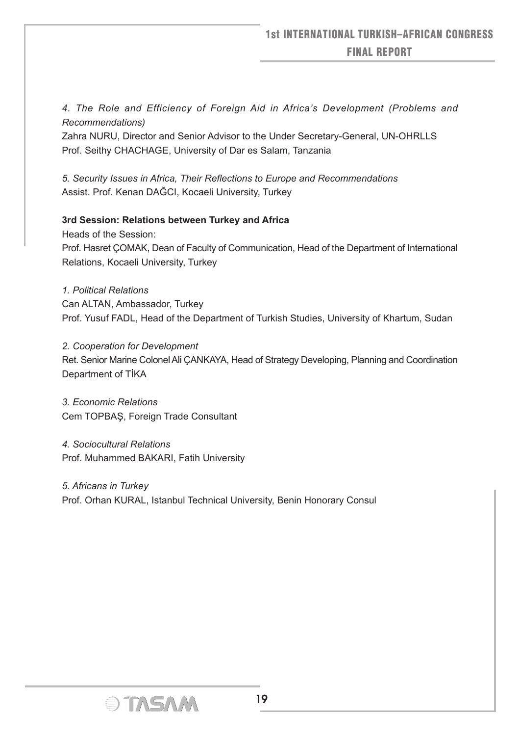*4. The Role and Efficiency of Foreign Aid in Africa's Development (Problems and Recommendations)*
Zahra NURU, Director and Senior Advisor to the Under Secretary-General, UN-OHRLLS
Prof. Seithy CHACHAGE, University of Dar es Salam, Tanzania

*5. Security Issues in Africa, Their Reflections to Europe and Recommendations*
Assist. Prof. Kenan DAĞCI, Kocaeli University, Turkey

**3rd Session: Relations between Turkey and Africa**

Heads of the Session:
Prof. Hasret ÇOMAK, Dean of Faculty of Communication, Head of the Department of International Relations, Kocaeli University, Turkey

*1. Political Relations*
Can ALTAN, Ambassador, Turkey
Prof. Yusuf FADL, Head of the Department of Turkish Studies, University of Khartum, Sudan

*2. Cooperation for Development*
Ret. Senior Marine Colonel Ali ÇANKAYA, Head of Strategy Developing, Planning and Coordination Department of TİKA

*3. Economic Relations*
Cem TOPBAŞ, Foreign Trade Consultant

*4. Sociocultural Relations*
Prof. Muhammed BAKARI, Fatih University

*5. Africans in Turkey*
Prof. Orhan KURAL, Istanbul Technical University, Benin Honorary Consul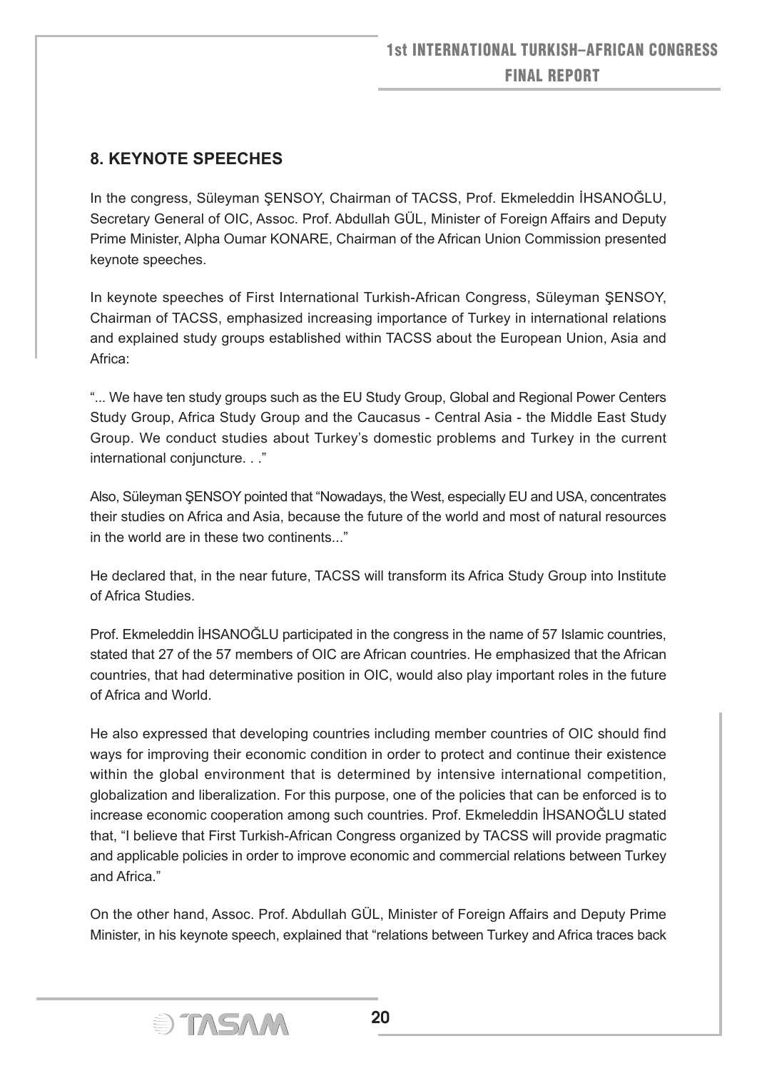## 8. KEYNOTE SPEECHES

In the congress, Süleyman ŞENSOY, Chairman of TACSS, Prof. Ekmeleddin İHSANOĞLU, Secretary General of OIC, Assoc. Prof. Abdullah GÜL, Minister of Foreign Affairs and Deputy Prime Minister, Alpha Oumar KONARE, Chairman of the African Union Commission presented keynote speeches.

In keynote speeches of First International Turkish-African Congress, Süleyman ŞENSOY, Chairman of TACSS, emphasized increasing importance of Turkey in international relations and explained study groups established within TACSS about the European Union, Asia and Africa:

"... We have ten study groups such as the EU Study Group, Global and Regional Power Centers Study Group, Africa Study Group and the Caucasus - Central Asia - the Middle East Study Group. We conduct studies about Turkey's domestic problems and Turkey in the current international conjuncture. . ."

Also, Süleyman ŞENSOY pointed that "Nowadays, the West, especially EU and USA, concentrates their studies on Africa and Asia, because the future of the world and most of natural resources in the world are in these two continents..."

He declared that, in the near future, TACSS will transform its Africa Study Group into Institute of Africa Studies.

Prof. Ekmeleddin İHSANOĞLU participated in the congress in the name of 57 Islamic countries, stated that 27 of the 57 members of OIC are African countries. He emphasized that the African countries, that had determinative position in OIC, would also play important roles in the future of Africa and World.

He also expressed that developing countries including member countries of OIC should find ways for improving their economic condition in order to protect and continue their existence within the global environment that is determined by intensive international competition, globalization and liberalization. For this purpose, one of the policies that can be enforced is to increase economic cooperation among such countries. Prof. Ekmeleddin İHSANOĞLU stated that, "I believe that First Turkish-African Congress organized by TACSS will provide pragmatic and applicable policies in order to improve economic and commercial relations between Turkey and Africa."

On the other hand, Assoc. Prof. Abdullah GÜL, Minister of Foreign Affairs and Deputy Prime Minister, in his keynote speech, explained that "relations between Turkey and Africa traces back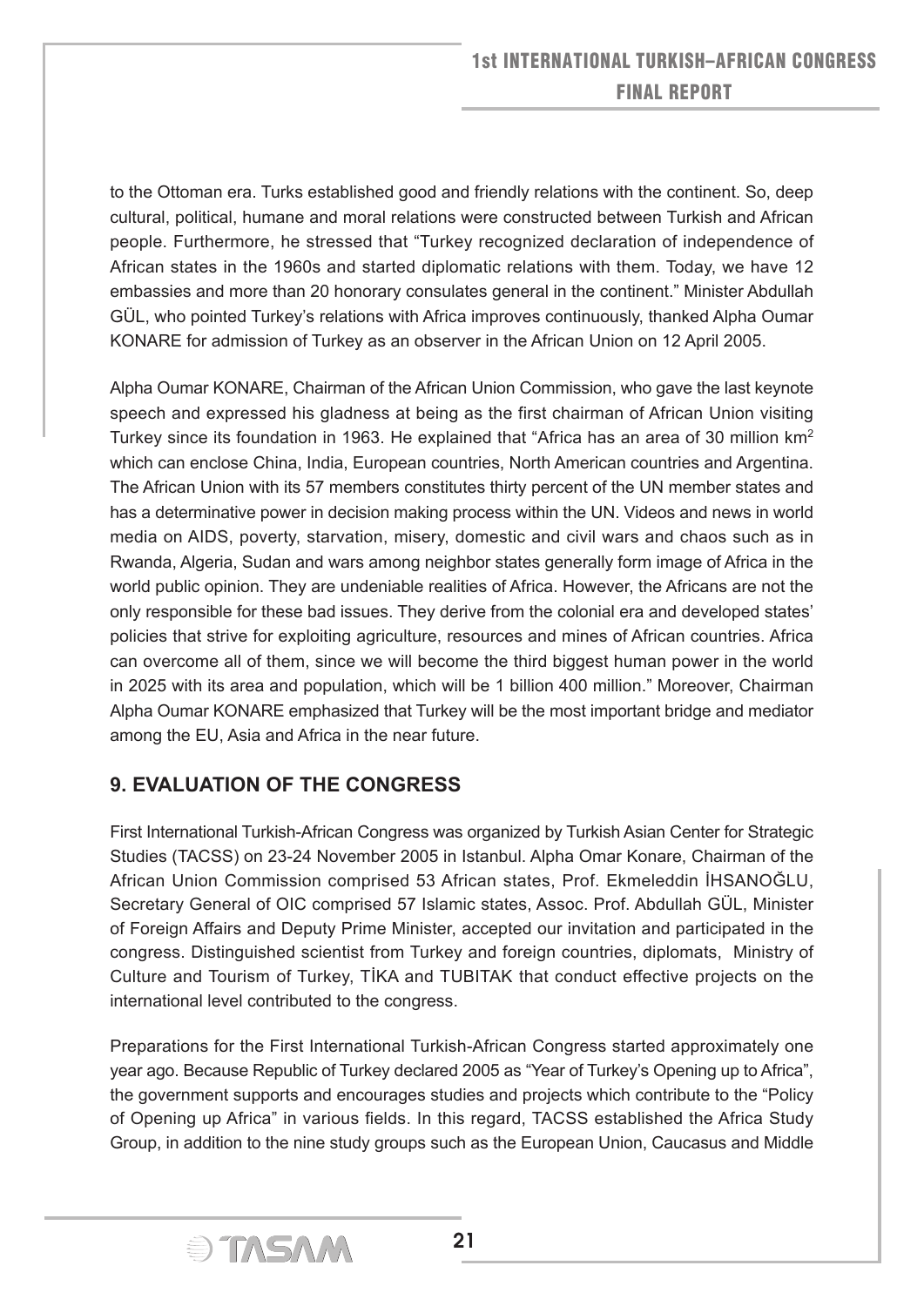to the Ottoman era. Turks established good and friendly relations with the continent. So, deep cultural, political, humane and moral relations were constructed between Turkish and African people. Furthermore, he stressed that "Turkey recognized declaration of independence of African states in the 1960s and started diplomatic relations with them. Today, we have 12 embassies and more than 20 honorary consulates general in the continent." Minister Abdullah GÜL, who pointed Turkey's relations with Africa improves continuously, thanked Alpha Oumar KONARE for admission of Turkey as an observer in the African Union on 12 April 2005.

Alpha Oumar KONARE, Chairman of the African Union Commission, who gave the last keynote speech and expressed his gladness at being as the first chairman of African Union visiting Turkey since its foundation in 1963. He explained that "Africa has an area of 30 million km$^2$ which can enclose China, India, European countries, North American countries and Argentina. The African Union with its 57 members constitutes thirty percent of the UN member states and has a determinative power in decision making process within the UN. Videos and news in world media on AIDS, poverty, starvation, misery, domestic and civil wars and chaos such as in Rwanda, Algeria, Sudan and wars among neighbor states generally form image of Africa in the world public opinion. They are undeniable realities of Africa. However, the Africans are not the only responsible for these bad issues. They derive from the colonial era and developed states' policies that strive for exploiting agriculture, resources and mines of African countries. Africa can overcome all of them, since we will become the third biggest human power in the world in 2025 with its area and population, which will be 1 billion 400 million." Moreover, Chairman Alpha Oumar KONARE emphasized that Turkey will be the most important bridge and mediator among the EU, Asia and Africa in the near future.

## 9. EVALUATION OF THE CONGRESS

First International Turkish-African Congress was organized by Turkish Asian Center for Strategic Studies (TACSS) on 23-24 November 2005 in Istanbul. Alpha Omar Konare, Chairman of the African Union Commission comprised 53 African states, Prof. Ekmeleddin İHSANOĞLU, Secretary General of OIC comprised 57 Islamic states, Assoc. Prof. Abdullah GÜL, Minister of Foreign Affairs and Deputy Prime Minister, accepted our invitation and participated in the congress. Distinguished scientist from Turkey and foreign countries, diplomats, Ministry of Culture and Tourism of Turkey, TİKA and TUBITAK that conduct effective projects on the international level contributed to the congress.

Preparations for the First International Turkish-African Congress started approximately one year ago. Because Republic of Turkey declared 2005 as "Year of Turkey's Opening up to Africa", the government supports and encourages studies and projects which contribute to the "Policy of Opening up Africa" in various fields. In this regard, TACSS established the Africa Study Group, in addition to the nine study groups such as the European Union, Caucasus and Middle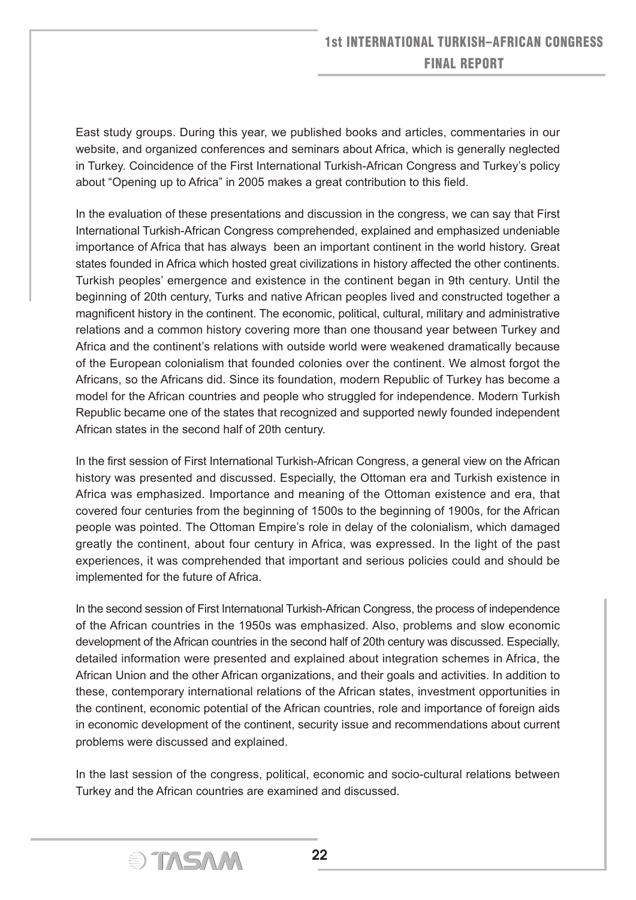East study groups. During this year, we published books and articles, commentaries in our website, and organized conferences and seminars about Africa, which is generally neglected in Turkey. Coincidence of the First International Turkish-African Congress and Turkey's policy about "Opening up to Africa" in 2005 makes a great contribution to this field.

In the evaluation of these presentations and discussion in the congress, we can say that First International Turkish-African Congress comprehended, explained and emphasized undeniable importance of Africa that has always been an important continent in the world history. Great states founded in Africa which hosted great civilizations in history affected the other continents. Turkish peoples' emergence and existence in the continent began in 9th century. Until the beginning of 20th century, Turks and native African peoples lived and constructed together a magnificent history in the continent. The economic, political, cultural, military and administrative relations and a common history covering more than one thousand year between Turkey and Africa and the continent's relations with outside world were weakened dramatically because of the European colonialism that founded colonies over the continent. We almost forgot the Africans, so the Africans did. Since its foundation, modern Republic of Turkey has become a model for the African countries and people who struggled for independence. Modern Turkish Republic became one of the states that recognized and supported newly founded independent African states in the second half of 20th century.

In the first session of First International Turkish-African Congress, a general view on the African history was presented and discussed. Especially, the Ottoman era and Turkish existence in Africa was emphasized. Importance and meaning of the Ottoman existence and era, that covered four centuries from the beginning of 1500s to the beginning of 1900s, for the African people was pointed. The Ottoman Empire's role in delay of the colonialism, which damaged greatly the continent, about four century in Africa, was expressed. In the light of the past experiences, it was comprehended that important and serious policies could and should be implemented for the future of Africa.

In the second session of First Internatıonal Turkish-African Congress, the process of independence of the African countries in the 1950s was emphasized. Also, problems and slow economic development of the African countries in the second half of 20th century was discussed. Especially, detailed information were presented and explained about integration schemes in Africa, the African Union and the other African organizations, and their goals and activities. In addition to these, contemporary international relations of the African states, investment opportunities in the continent, economic potential of the African countries, role and importance of foreign aids in economic development of the continent, security issue and recommendations about current problems were discussed and explained.

In the last session of the congress, political, economic and socio-cultural relations between Turkey and the African countries are examined and discussed.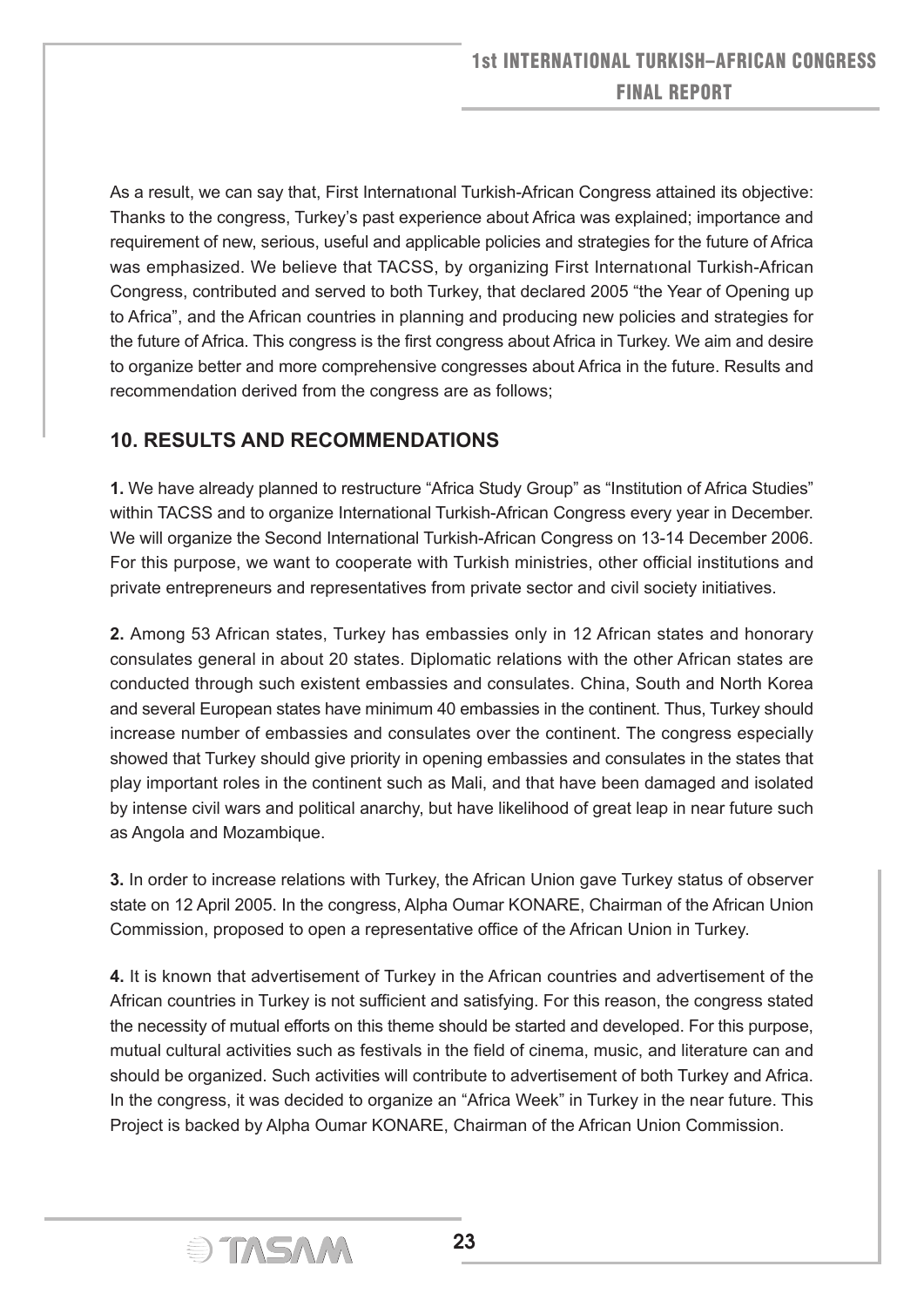As a result, we can say that, First Internatıonal Turkish-African Congress attained its objective: Thanks to the congress, Turkey's past experience about Africa was explained; importance and requirement of new, serious, useful and applicable policies and strategies for the future of Africa was emphasized. We believe that TACSS, by organizing First Internatıonal Turkish-African Congress, contributed and served to both Turkey, that declared 2005 "the Year of Opening up to Africa", and the African countries in planning and producing new policies and strategies for the future of Africa. This congress is the first congress about Africa in Turkey. We aim and desire to organize better and more comprehensive congresses about Africa in the future. Results and recommendation derived from the congress are as follows;

## 10. RESULTS AND RECOMMENDATIONS

**1.** We have already planned to restructure "Africa Study Group" as "Institution of Africa Studies" within TACSS and to organize International Turkish-African Congress every year in December. We will organize the Second International Turkish-African Congress on 13-14 December 2006. For this purpose, we want to cooperate with Turkish ministries, other official institutions and private entrepreneurs and representatives from private sector and civil society initiatives.

**2.** Among 53 African states, Turkey has embassies only in 12 African states and honorary consulates general in about 20 states. Diplomatic relations with the other African states are conducted through such existent embassies and consulates. China, South and North Korea and several European states have minimum 40 embassies in the continent. Thus, Turkey should increase number of embassies and consulates over the continent. The congress especially showed that Turkey should give priority in opening embassies and consulates in the states that play important roles in the continent such as Mali, and that have been damaged and isolated by intense civil wars and political anarchy, but have likelihood of great leap in near future such as Angola and Mozambique.

**3.** In order to increase relations with Turkey, the African Union gave Turkey status of observer state on 12 April 2005. In the congress, Alpha Oumar KONARE, Chairman of the African Union Commission, proposed to open a representative office of the African Union in Turkey.

**4.** It is known that advertisement of Turkey in the African countries and advertisement of the African countries in Turkey is not sufficient and satisfying. For this reason, the congress stated the necessity of mutual efforts on this theme should be started and developed. For this purpose, mutual cultural activities such as festivals in the field of cinema, music, and literature can and should be organized. Such activities will contribute to advertisement of both Turkey and Africa. In the congress, it was decided to organize an "Africa Week" in Turkey in the near future. This Project is backed by Alpha Oumar KONARE, Chairman of the African Union Commission.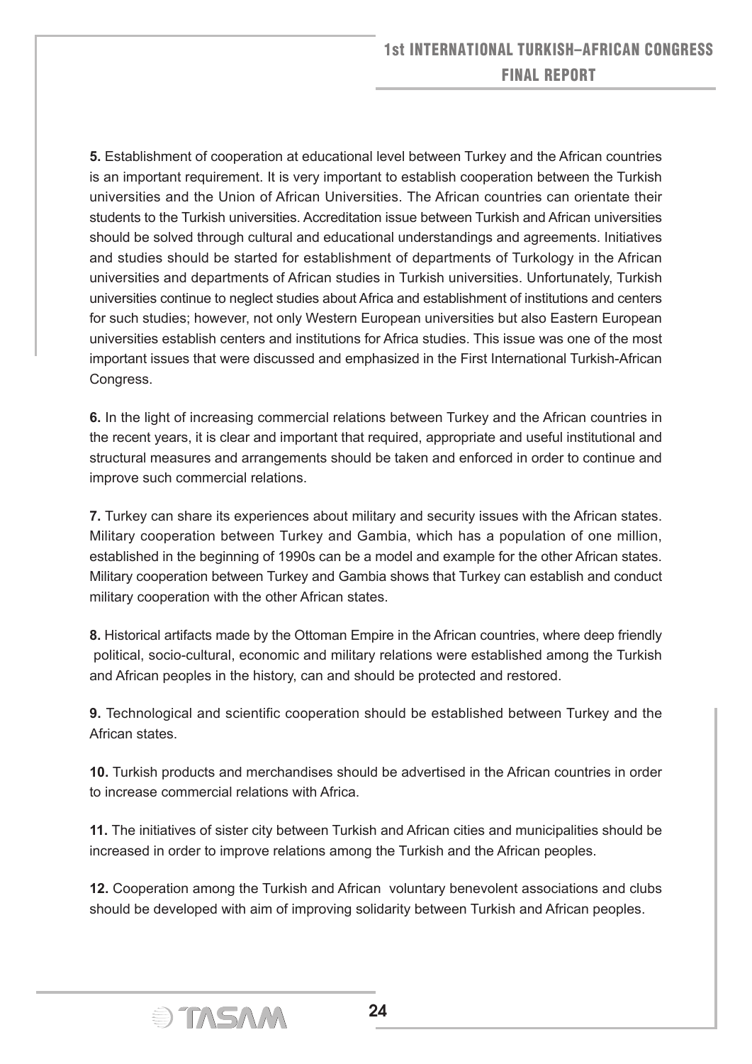**5.** Establishment of cooperation at educational level between Turkey and the African countries is an important requirement. It is very important to establish cooperation between the Turkish universities and the Union of African Universities. The African countries can orientate their students to the Turkish universities. Accreditation issue between Turkish and African universities should be solved through cultural and educational understandings and agreements. Initiatives and studies should be started for establishment of departments of Turkology in the African universities and departments of African studies in Turkish universities. Unfortunately, Turkish universities continue to neglect studies about Africa and establishment of institutions and centers for such studies; however, not only Western European universities but also Eastern European universities establish centers and institutions for Africa studies. This issue was one of the most important issues that were discussed and emphasized in the First International Turkish-African Congress.

**6.** In the light of increasing commercial relations between Turkey and the African countries in the recent years, it is clear and important that required, appropriate and useful institutional and structural measures and arrangements should be taken and enforced in order to continue and improve such commercial relations.

**7.** Turkey can share its experiences about military and security issues with the African states. Military cooperation between Turkey and Gambia, which has a population of one million, established in the beginning of 1990s can be a model and example for the other African states. Military cooperation between Turkey and Gambia shows that Turkey can establish and conduct military cooperation with the other African states.

**8.** Historical artifacts made by the Ottoman Empire in the African countries, where deep friendly political, socio-cultural, economic and military relations were established among the Turkish and African peoples in the history, can and should be protected and restored.

**9.** Technological and scientific cooperation should be established between Turkey and the African states.

**10.** Turkish products and merchandises should be advertised in the African countries in order to increase commercial relations with Africa.

**11.** The initiatives of sister city between Turkish and African cities and municipalities should be increased in order to improve relations among the Turkish and the African peoples.

**12.** Cooperation among the Turkish and African voluntary benevolent associations and clubs should be developed with aim of improving solidarity between Turkish and African peoples.